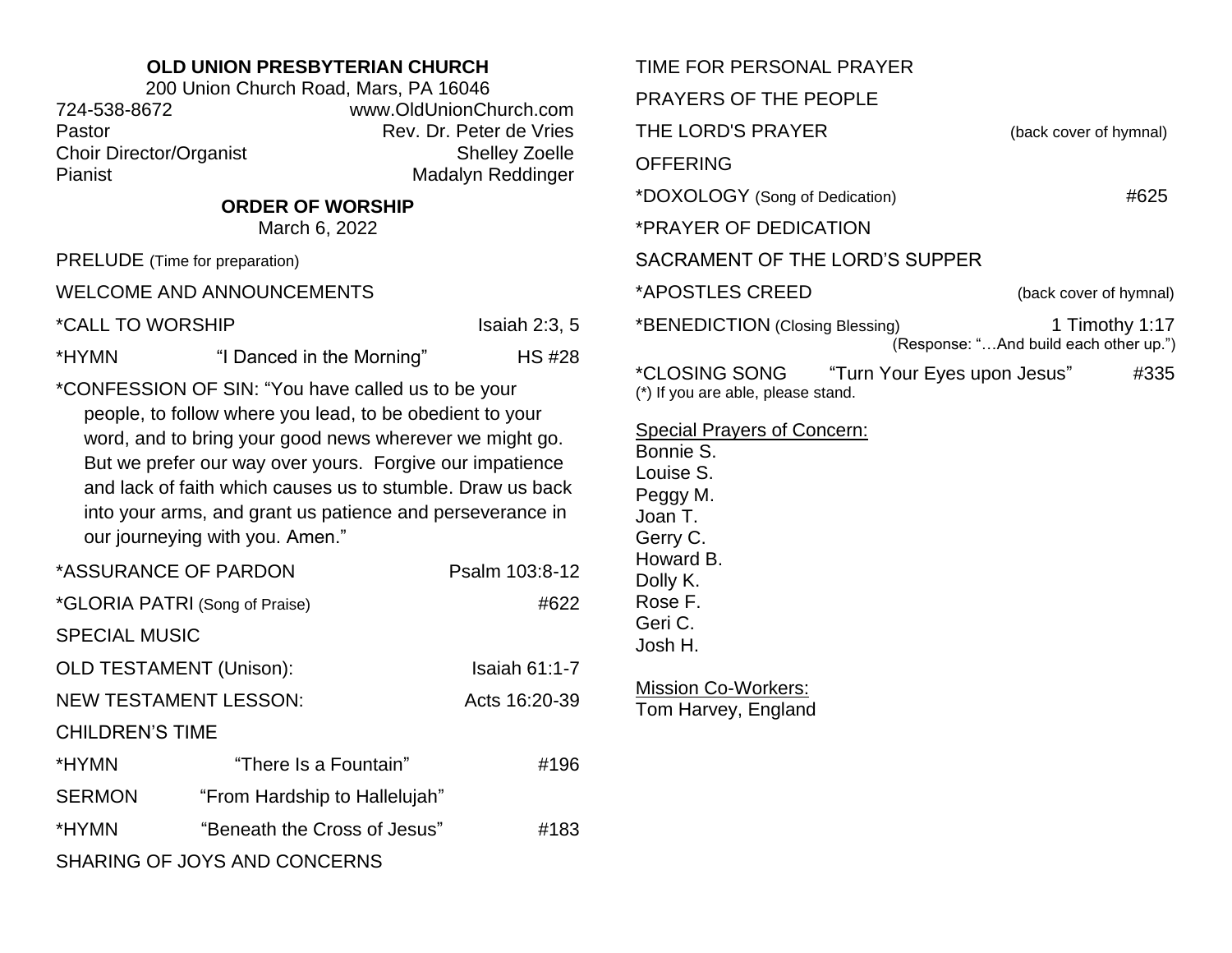# OLD UNION PRESBYTERIAN CHURCH

200 Union Church Road, Mars, PA 16046

724-538-8672 www.OldUnionChurch.com

Pastor Rev. Dr. Peter de Vries

Choir Director/Organist Shelley Zoelle

Pianist Madalyn Reddinger

## ORDER OF WORSHIP

March 6, 2022

PRELUDE (Time for preparation)

WELCOME AND ANNOUNCEMENTS

*CALL TO WORSHIP Isaiah 2:3, 5

*HYMN "I Danced in the Morning" HS #28

*CONFESSION OF SIN: "You have called us to be your people, to follow where you lead, to be obedient to your word, and to bring your good news wherever we might go. But we prefer our way over yours. Forgive our impatience and lack of faith which causes us to stumble. Draw us back into your arms, and grant us patience and perseverance in our journeying with you. Amen."

*ASSURANCE OF PARDON Psalm 103:8-12

*GLORIA PATRI (Song of Praise) #622

SPECIAL MUSIC

OLD TESTAMENT (Unison): Isaiah 61:1-7

NEW TESTAMENT LESSON: Acts 16:20-39

CHILDREN'S TIME

*HYMN "There Is a Fountain" #196

SERMON "From Hardship to Hallelujah"

*HYMN "Beneath the Cross of Jesus" #183

SHARING OF JOYS AND CONCERNS

TIME FOR PERSONAL PRAYER

PRAYERS OF THE PEOPLE

THE LORD'S PRAYER (back cover of hymnal)

OFFERING

*DOXOLOGY (Song of Dedication) #625

*PRAYER OF DEDICATION

SACRAMENT OF THE LORD'S SUPPER

*APOSTLES CREED (back cover of hymnal)

*BENEDICTION (Closing Blessing) 1 Timothy 1:17
(Response: "…And build each other up.")

*CLOSING SONG "Turn Your Eyes upon Jesus" #335

(*) If you are able, please stand.

Special Prayers of Concern:
Bonnie S.
Louise S.
Peggy M.
Joan T.
Gerry C.
Howard B.
Dolly K.
Rose F.
Geri C.
Josh H.

Mission Co-Workers:
Tom Harvey, England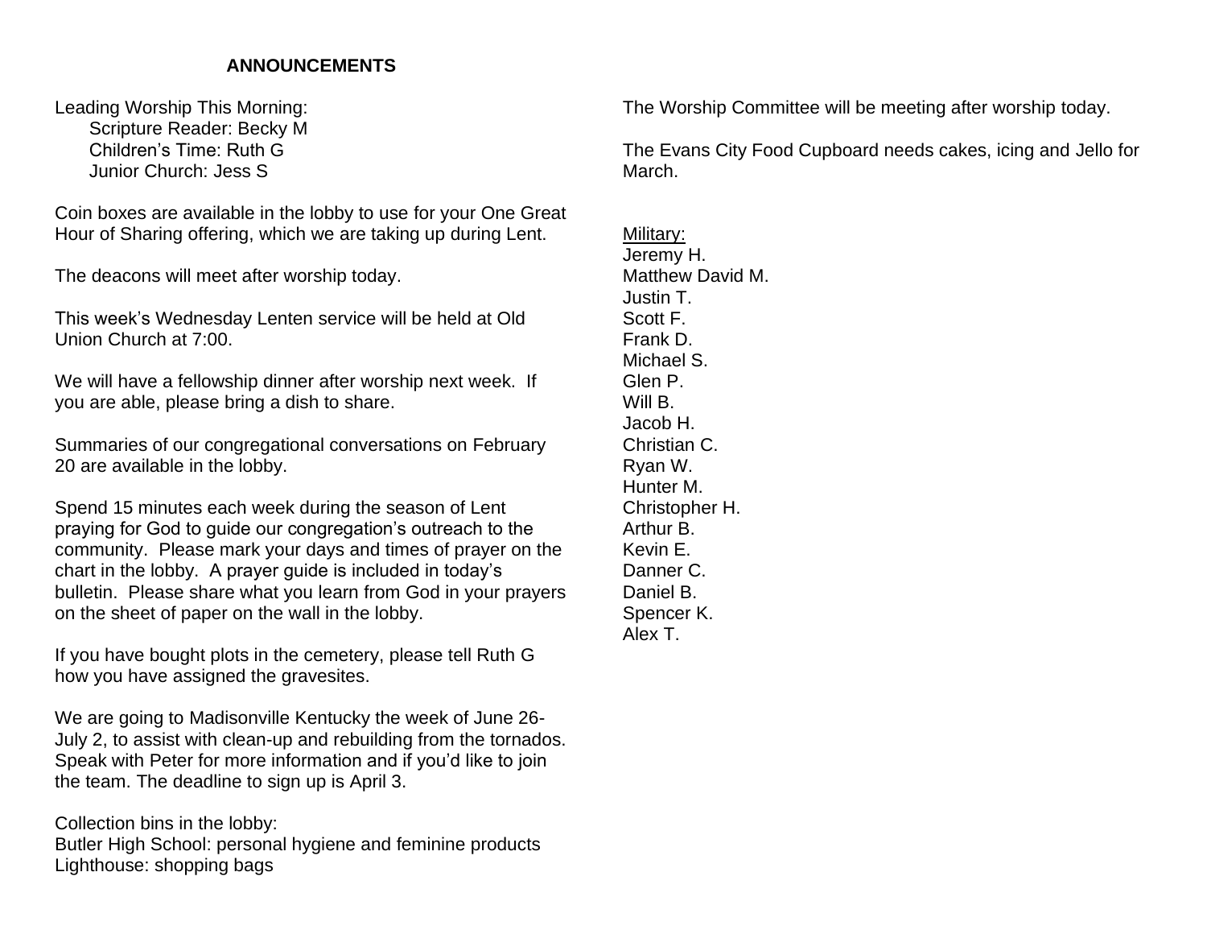## ANNOUNCEMENTS

Leading Worship This Morning:

- Scripture Reader: Becky M
- Children's Time: Ruth G
- Junior Church: Jess S

Coin boxes are available in the lobby to use for your One Great Hour of Sharing offering, which we are taking up during Lent.

The deacons will meet after worship today.

This week's Wednesday Lenten service will be held at Old Union Church at 7:00.

We will have a fellowship dinner after worship next week. If you are able, please bring a dish to share.

Summaries of our congregational conversations on February 20 are available in the lobby.

Spend 15 minutes each week during the season of Lent praying for God to guide our congregation's outreach to the community. Please mark your days and times of prayer on the chart in the lobby. A prayer guide is included in today's bulletin. Please share what you learn from God in your prayers on the sheet of paper on the wall in the lobby.

If you have bought plots in the cemetery, please tell Ruth G how you have assigned the gravesites.

We are going to Madisonville Kentucky the week of June 26-July 2, to assist with clean-up and rebuilding from the tornados. Speak with Peter for more information and if you'd like to join the team. The deadline to sign up is April 3.

Collection bins in the lobby:
Butler High School: personal hygiene and feminine products
Lighthouse: shopping bags

The Worship Committee will be meeting after worship today.

The Evans City Food Cupboard needs cakes, icing and Jello for March.

<u>Military:</u>
Jeremy H.
Matthew David M.
Justin T.
Scott F.
Frank D.
Michael S.
Glen P.
Will B.
Jacob H.
Christian C.
Ryan W.
Hunter M.
Christopher H.
Arthur B.
Kevin E.
Danner C.
Daniel B.
Spencer K.
Alex T.